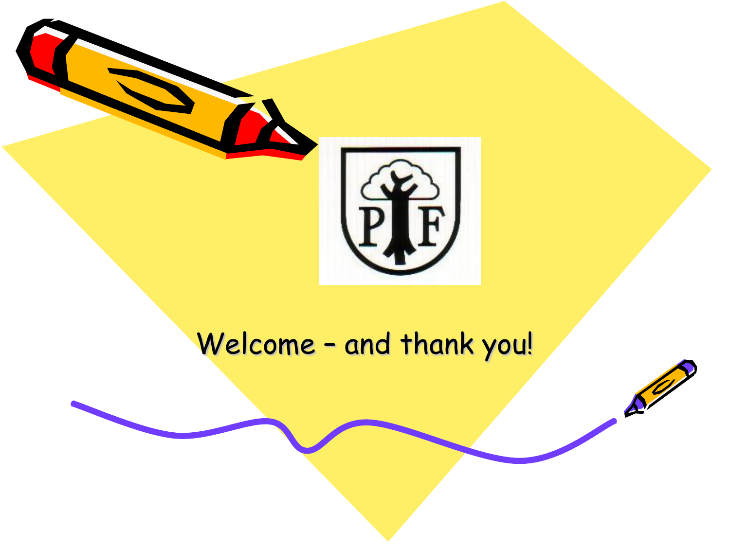Welcome – and thank you!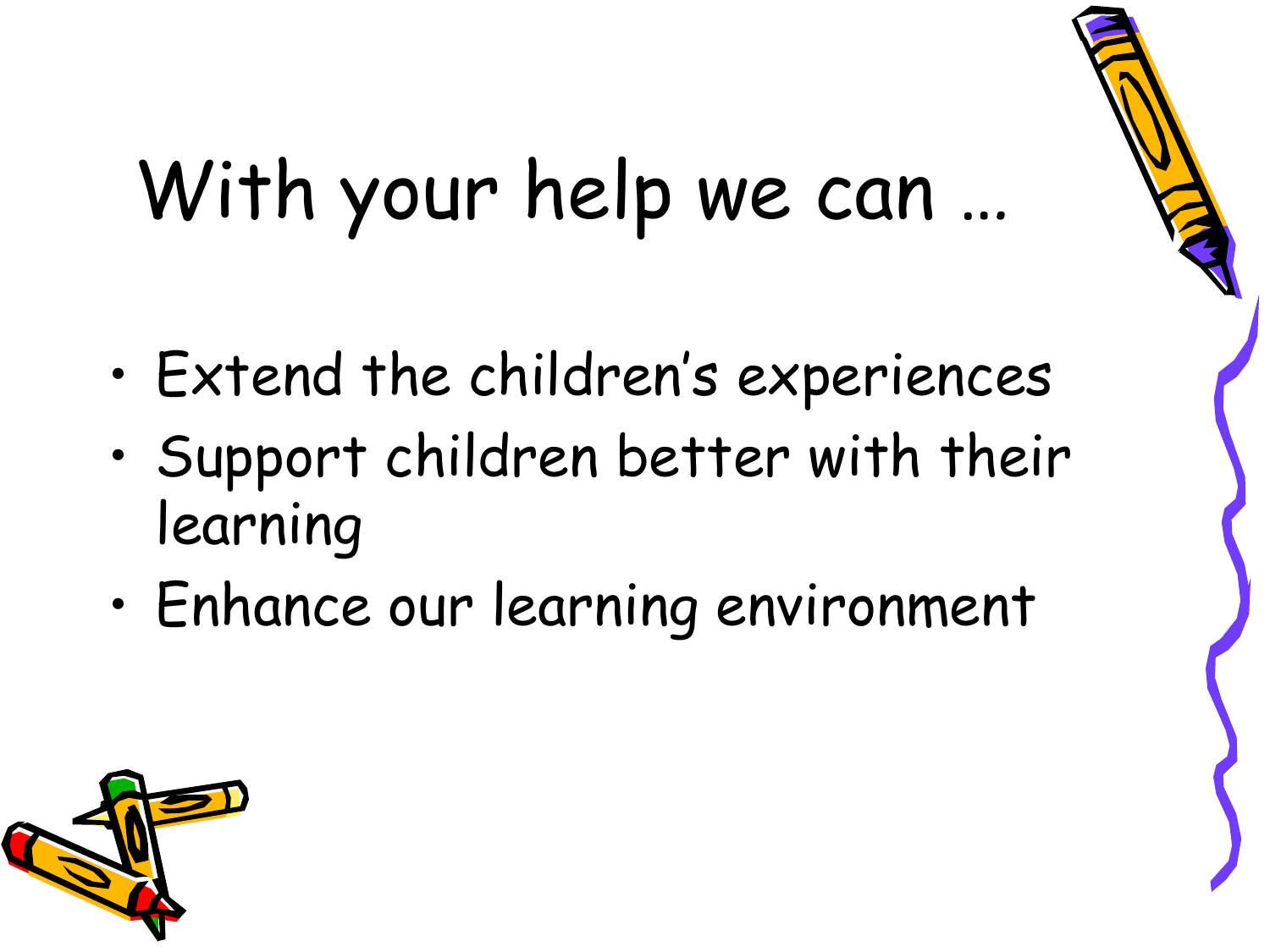# With your help we can …

- Extend the children's experiences
- Support children better with their learning
- Enhance our learning environment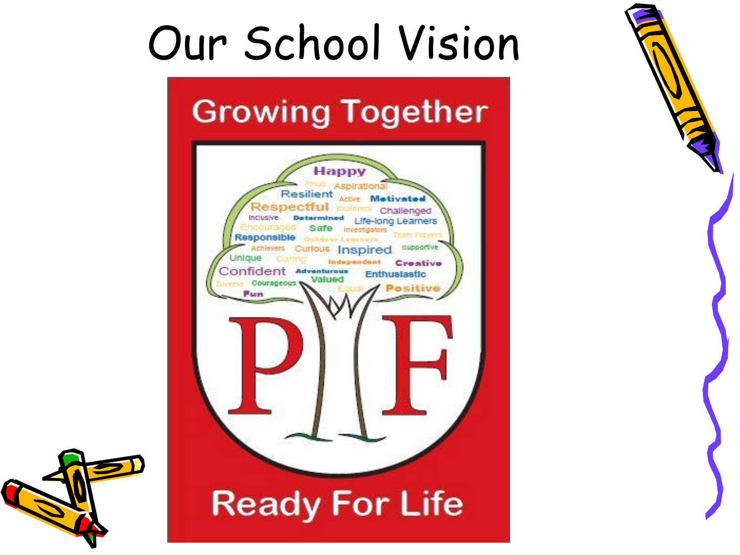# Our School Vision

Growing Together

Happy
Proud
Aspirational
Resilient
Active
Motivated
Respectful
Explorers
Challenged
Inclusive
Determined
Life-long Learners
Encouraged
Safe
Investigators
Team Players
Responsible
Outdoor Learners
Achievers
Curious
Inspired
Supportive
Unique
Caring
Independent
Creative
Confident
Adventurous
Enthusiastic
Diverse
Courageous
Valued
Equal
Positive
Fun

PF

Ready For Life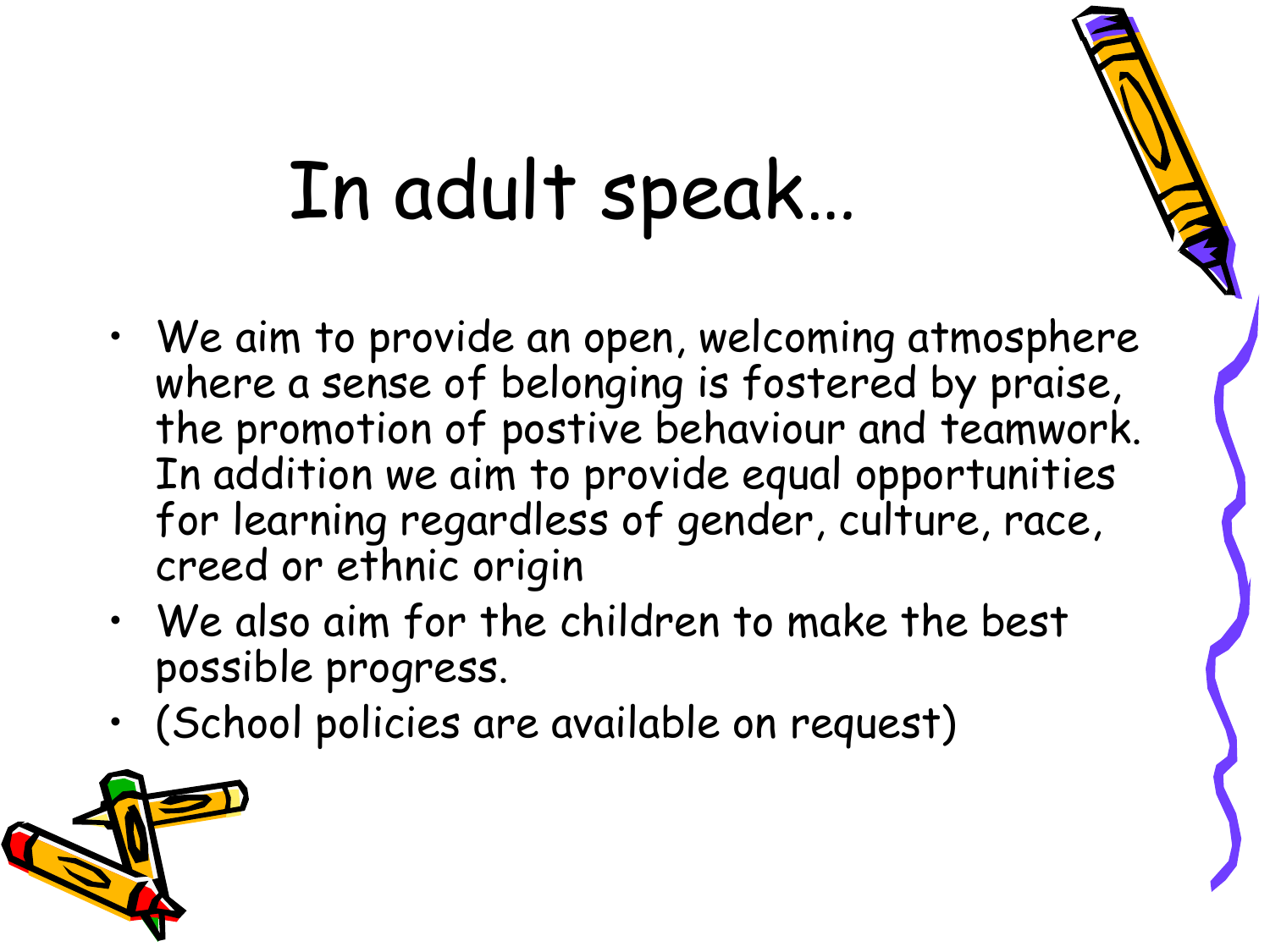# In adult speak…

- We aim to provide an open, welcoming atmosphere where a sense of belonging is fostered by praise, the promotion of postive behaviour and teamwork. In addition we aim to provide equal opportunities for learning regardless of gender, culture, race, creed or ethnic origin
- We also aim for the children to make the best possible progress.
- (School policies are available on request)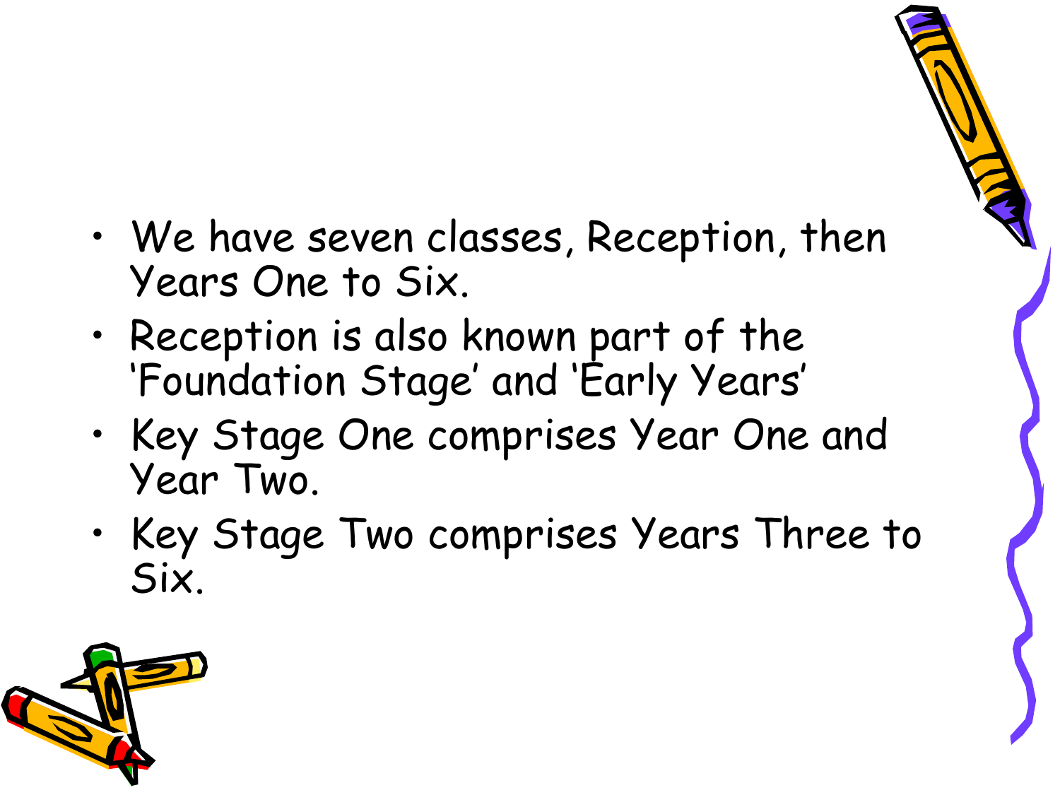- We have seven classes, Reception, then Years One to Six.
- Reception is also known part of the 'Foundation Stage' and 'Early Years'
- Key Stage One comprises Year One and Year Two.
- Key Stage Two comprises Years Three to Six.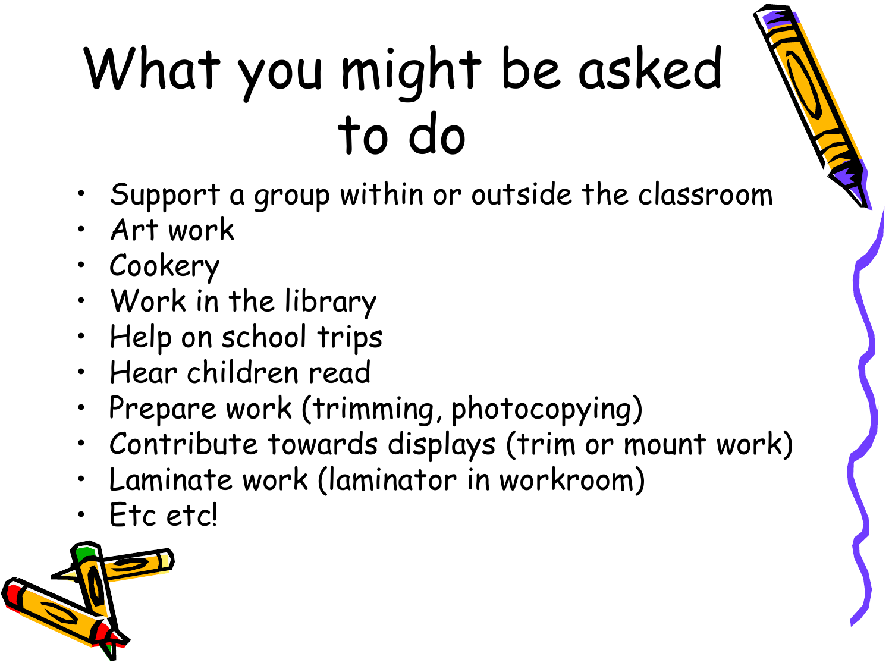# What you might be asked to do

- Support a group within or outside the classroom
- Art work
- Cookery
- Work in the library
- Help on school trips
- Hear children read
- Prepare work (trimming, photocopying)
- Contribute towards displays (trim or mount work)
- Laminate work (laminator in workroom)
- Etc etc!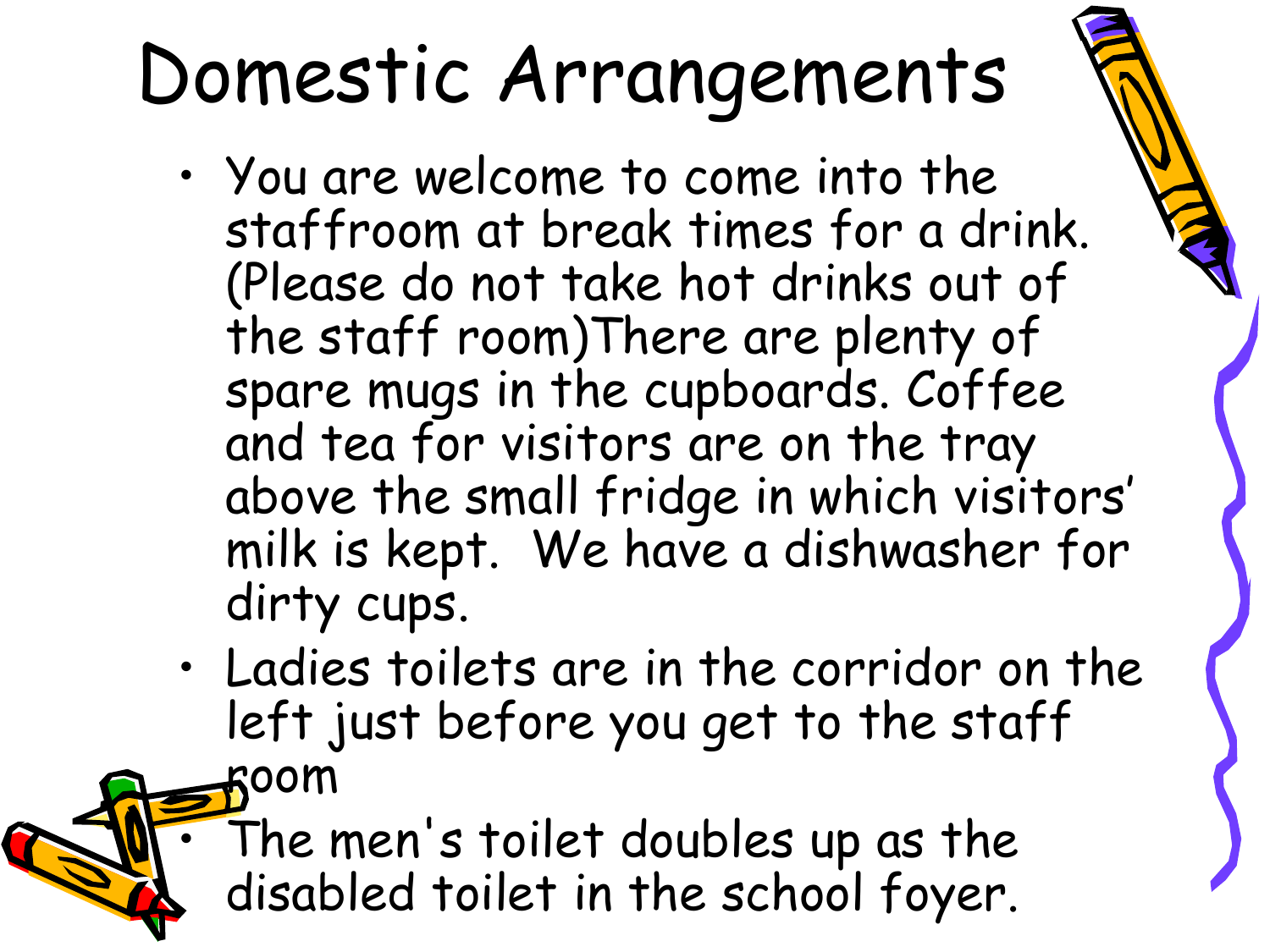# Domestic Arrangements

- You are welcome to come into the staffroom at break times for a drink. (Please do not take hot drinks out of the staff room)There are plenty of spare mugs in the cupboards. Coffee and tea for visitors are on the tray above the small fridge in which visitors' milk is kept.  We have a dishwasher for dirty cups.
- Ladies toilets are in the corridor on the left just before you get to the staff room
- The men's toilet doubles up as the disabled toilet in the school foyer.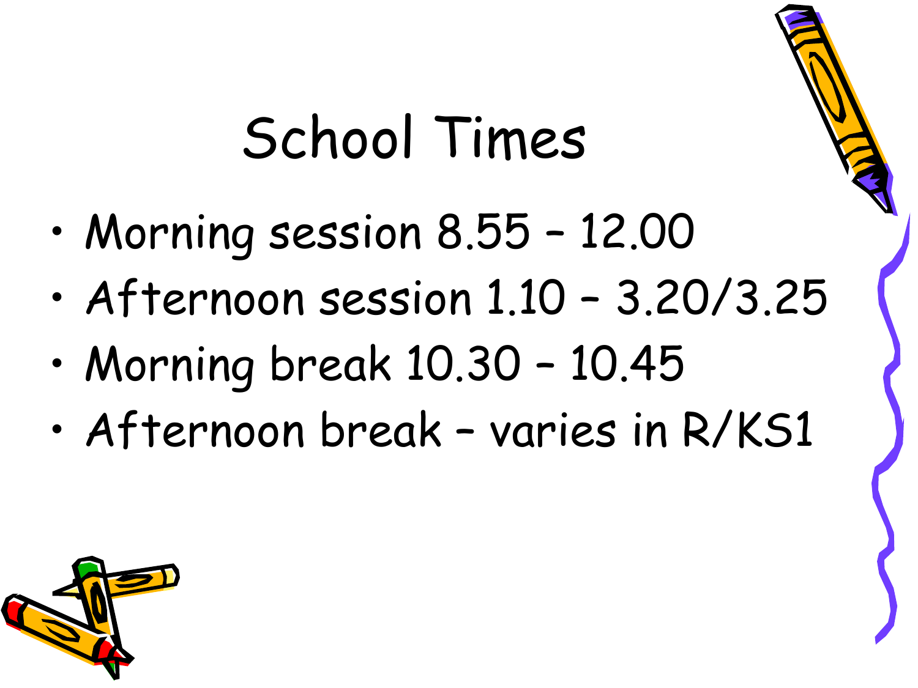# School Times

- Morning session 8.55 – 12.00
- Afternoon session 1.10 – 3.20/3.25
- Morning break 10.30 – 10.45
- Afternoon break – varies in R/KS1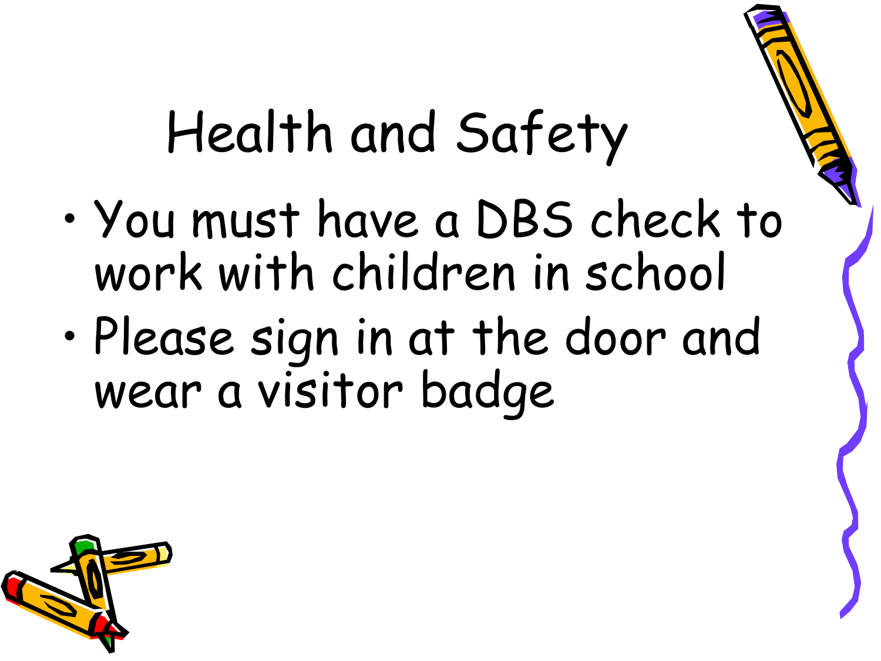# Health and Safety

- You must have a DBS check to work with children in school
- Please sign in at the door and wear a visitor badge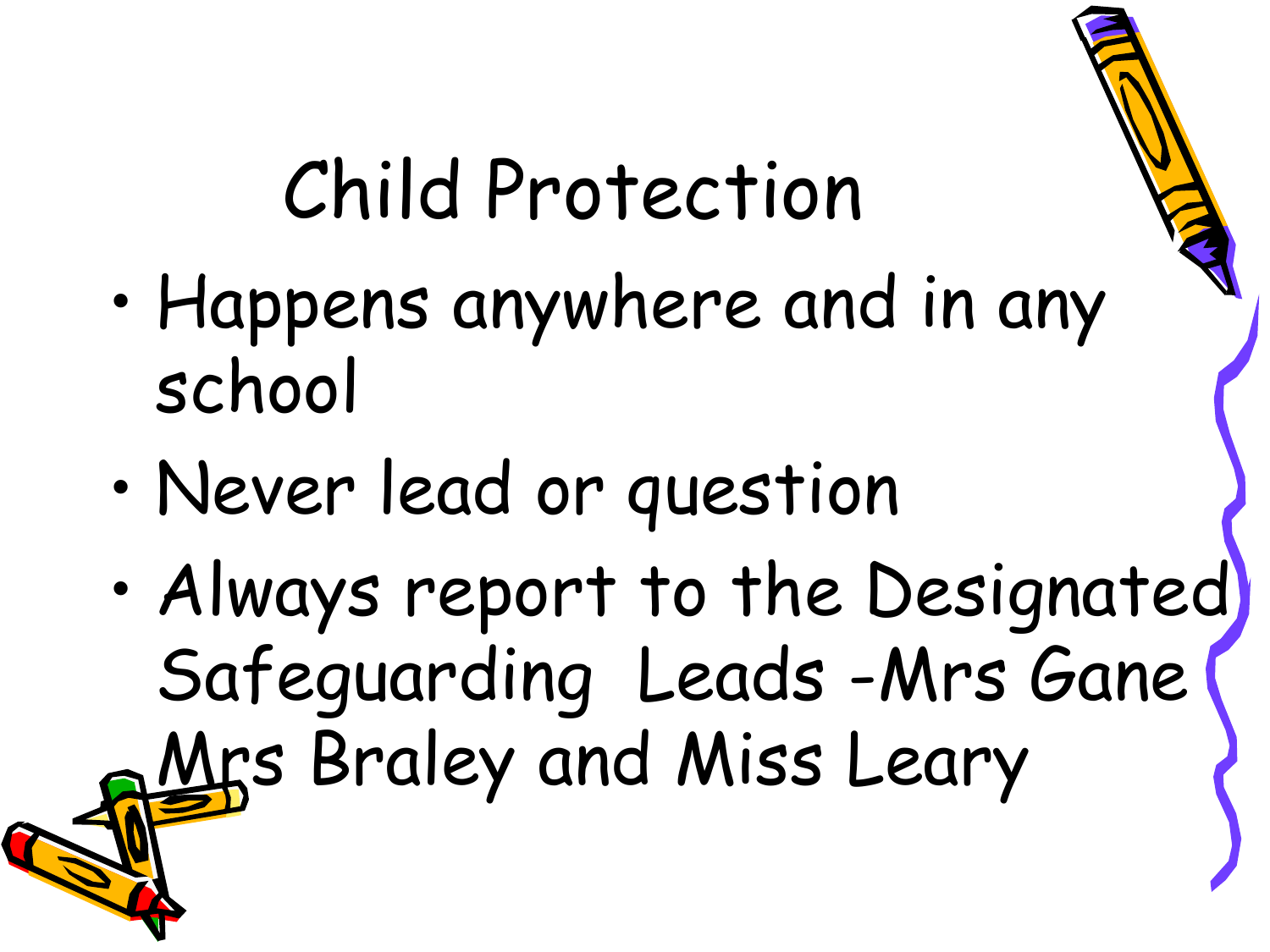# Child Protection

- Happens anywhere and in any school
- Never lead or question
- Always report to the Designated Safeguarding Leads -Mrs Gane Mrs Braley and Miss Leary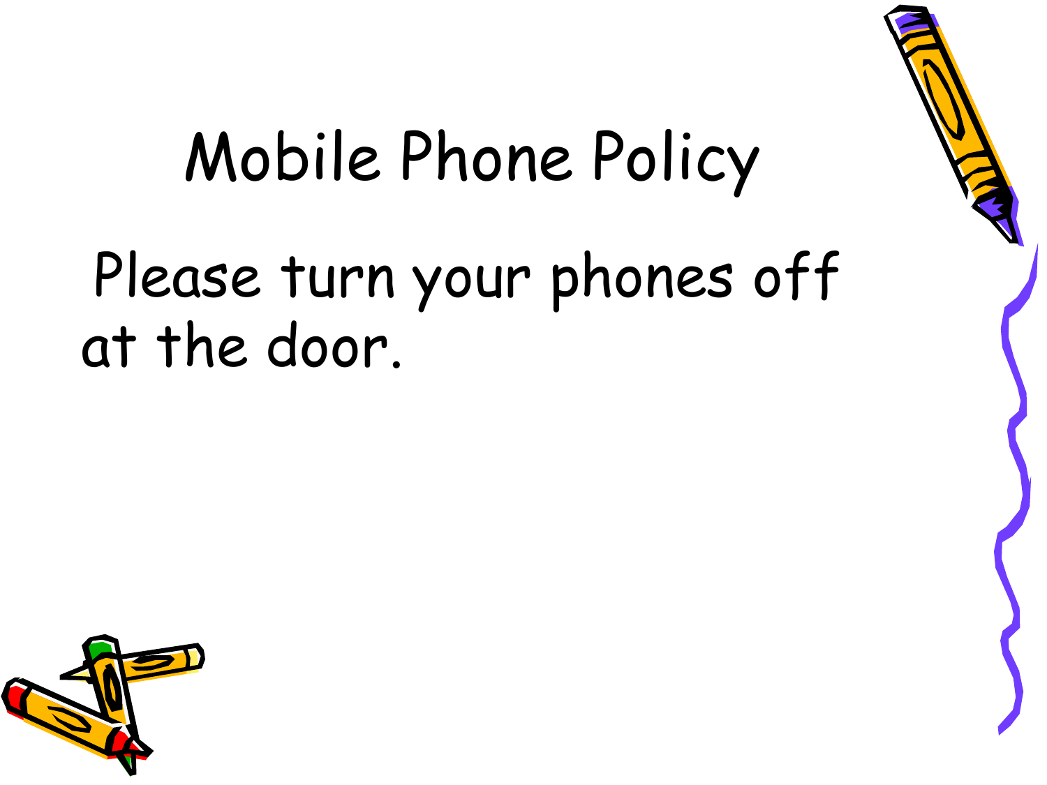# Mobile Phone Policy

Please turn your phones off at the door.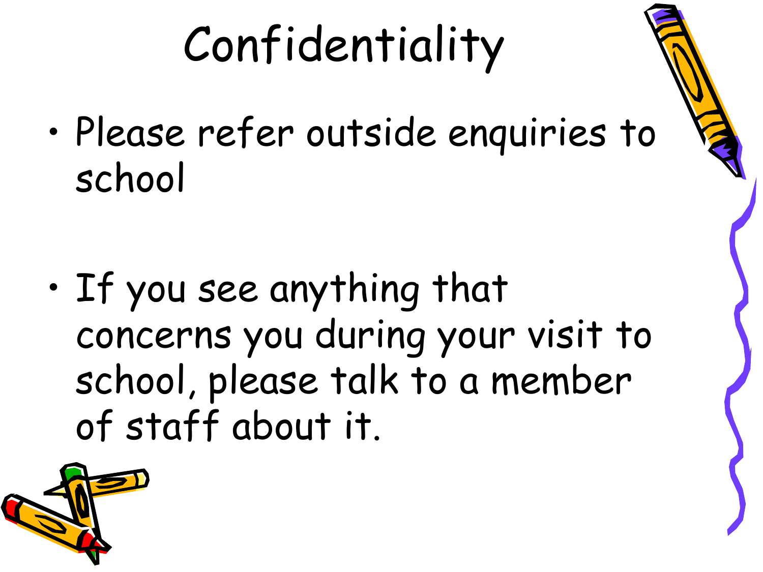# Confidentiality

- Please refer outside enquiries to school

- If you see anything that concerns you during your visit to school, please talk to a member of staff about it.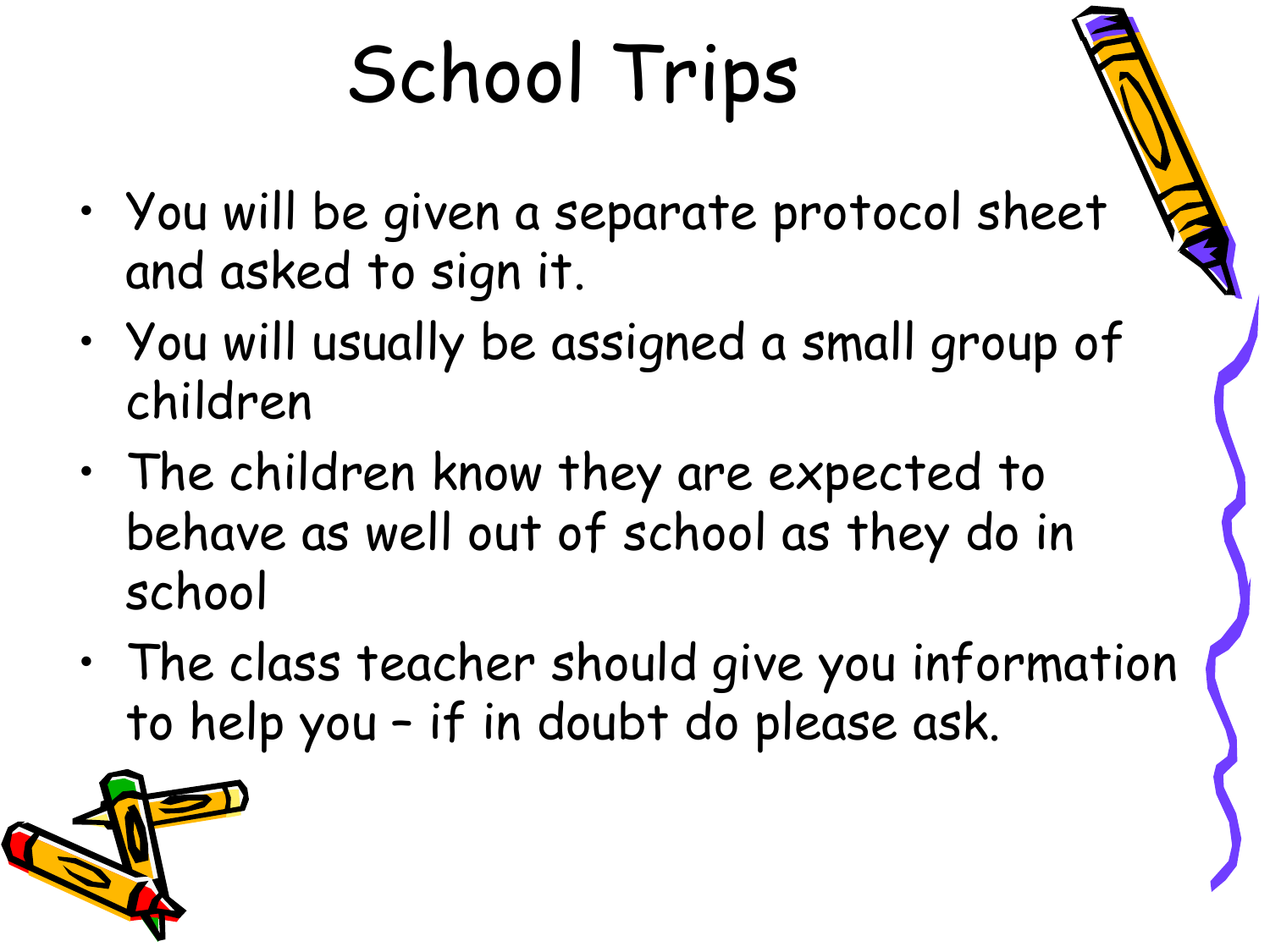# School Trips

- You will be given a separate protocol sheet and asked to sign it.
- You will usually be assigned a small group of children
- The children know they are expected to behave as well out of school as they do in school
- The class teacher should give you information to help you – if in doubt do please ask.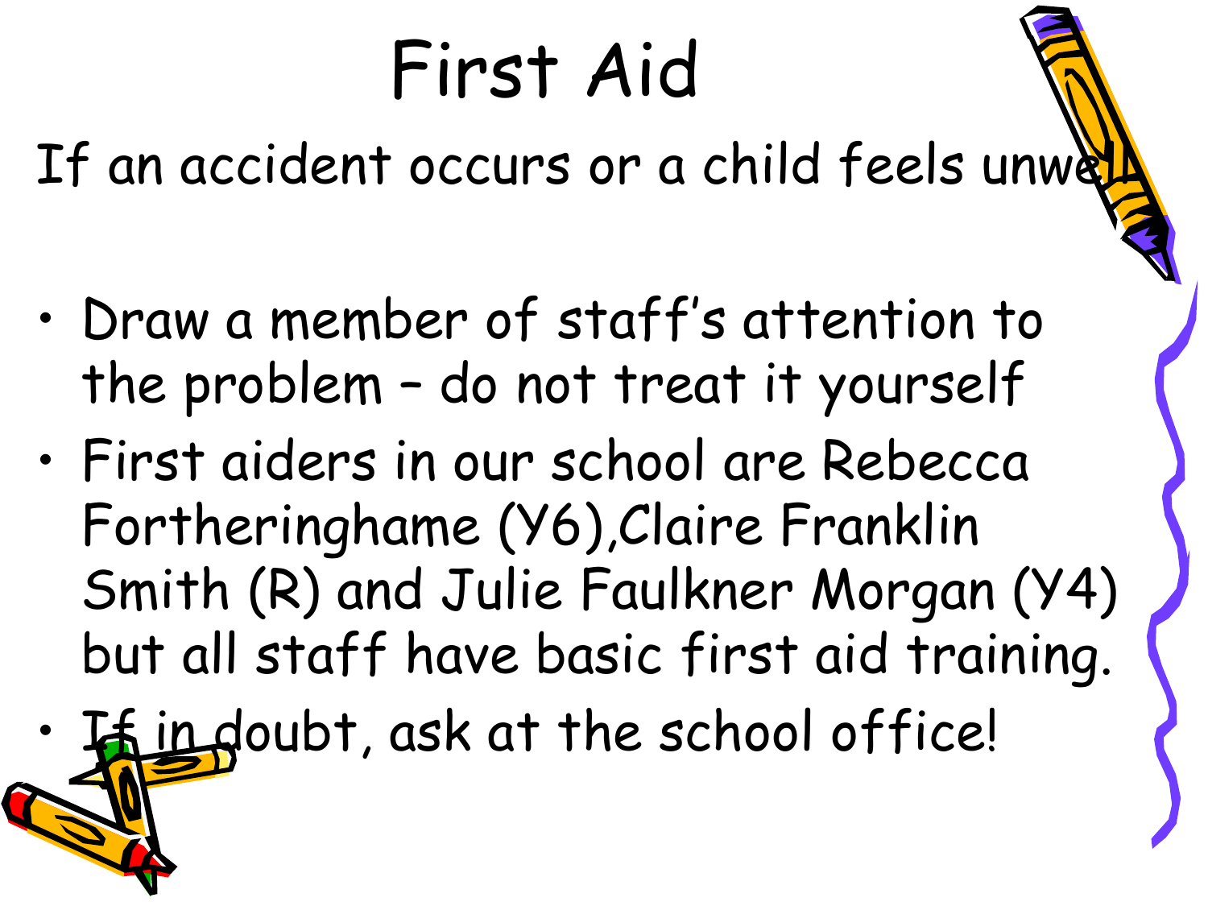# First Aid

If an accident occurs or a child feels unwell

- Draw a member of staff's attention to the problem – do not treat it yourself
- First aiders in our school are Rebecca Fortheringhame (Y6),Claire Franklin Smith (R) and Julie Faulkner Morgan (Y4) but all staff have basic first aid training.
- If in doubt, ask at the school office!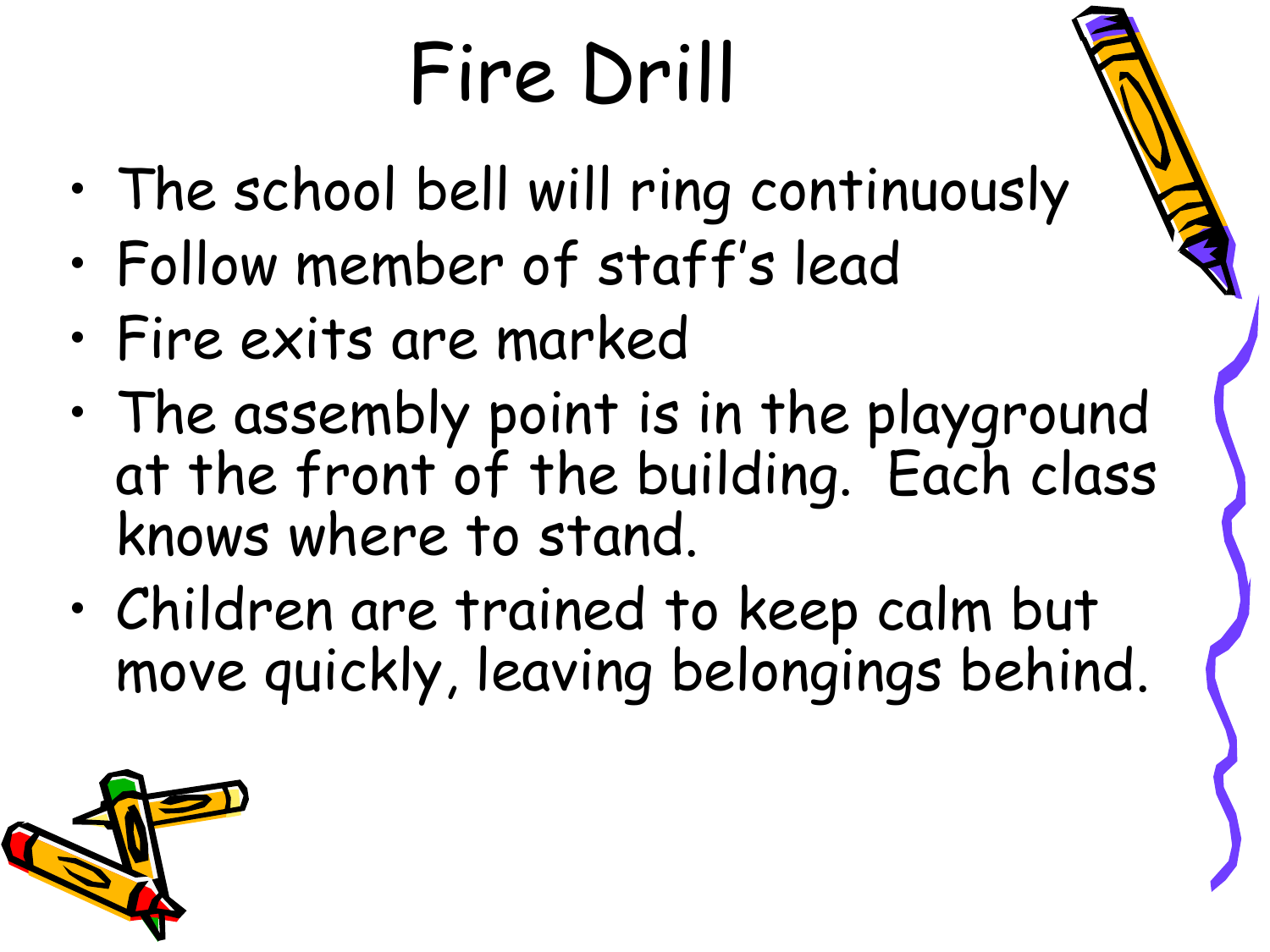# Fire Drill

- The school bell will ring continuously
- Follow member of staff's lead
- Fire exits are marked
- The assembly point is in the playground at the front of the building. Each class knows where to stand.
- Children are trained to keep calm but move quickly, leaving belongings behind.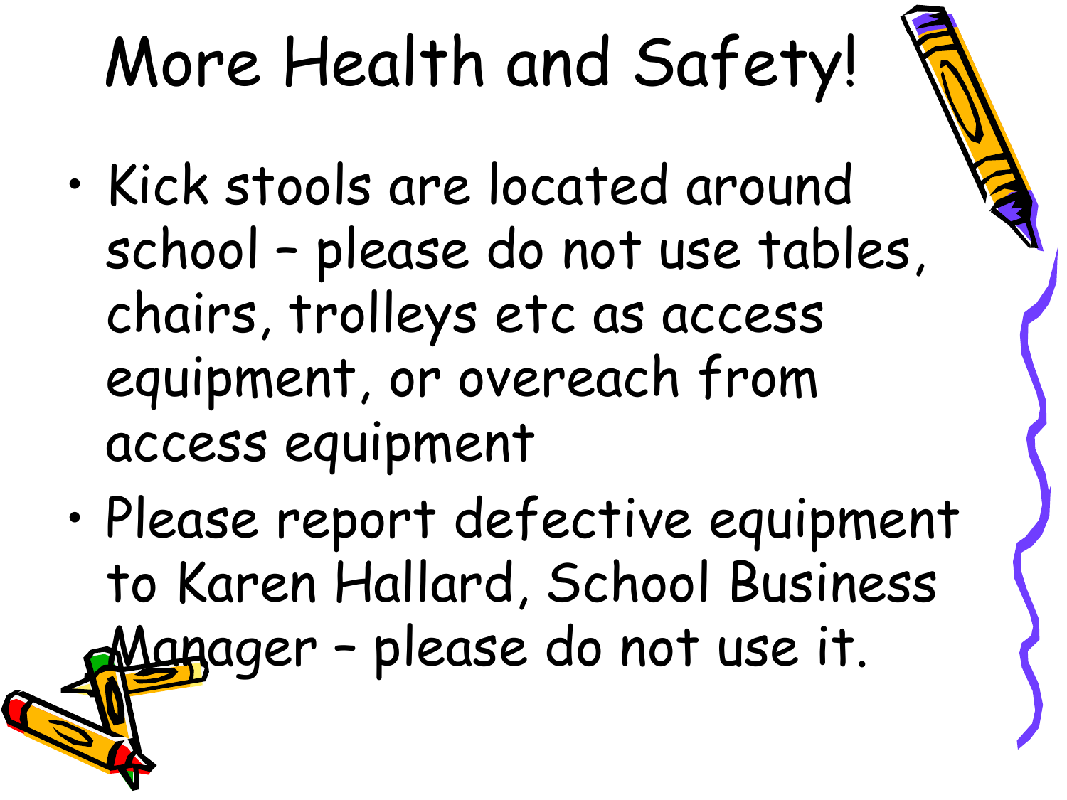# More Health and Safety!

- Kick stools are located around school – please do not use tables, chairs, trolleys etc as access equipment, or overeach from access equipment
- Please report defective equipment to Karen Hallard, School Business Manager – please do not use it.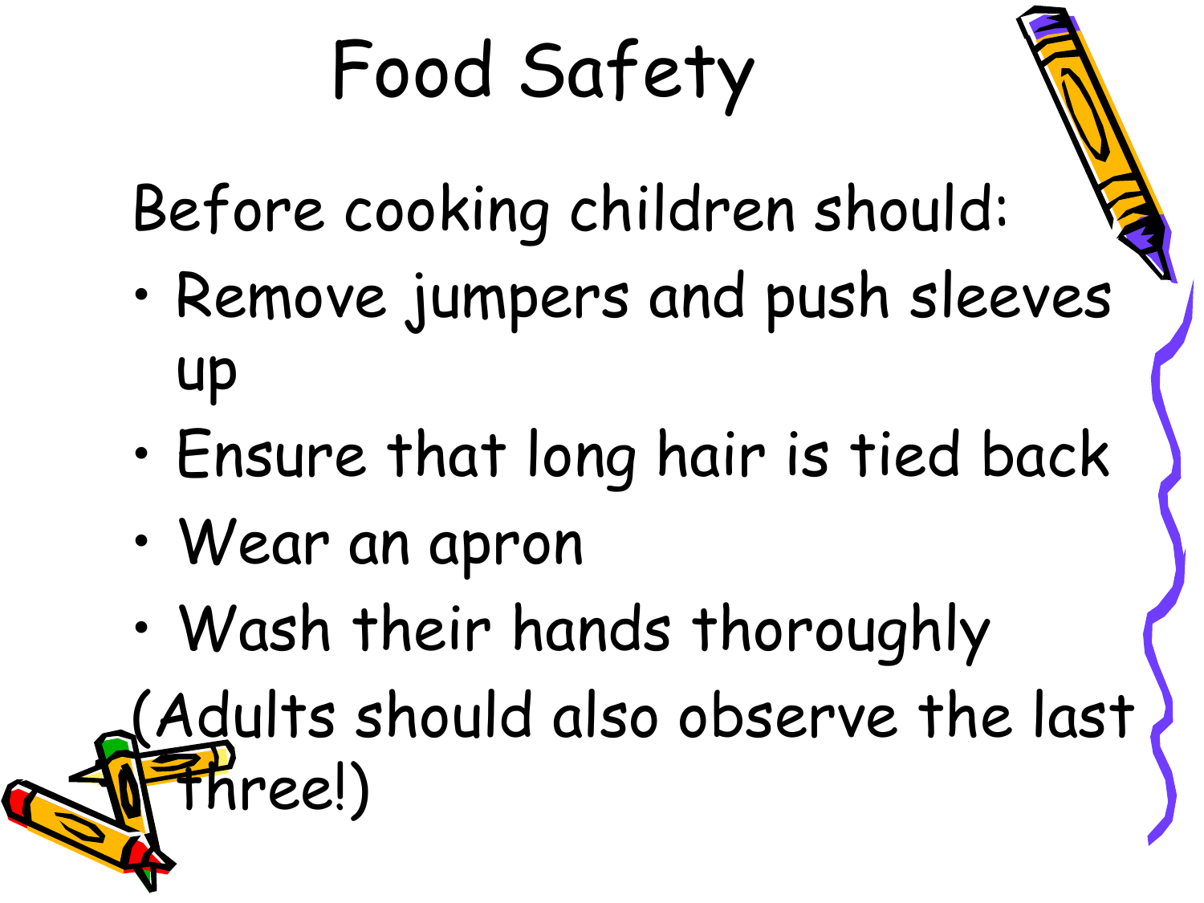# Food Safety

Before cooking children should:

- Remove jumpers and push sleeves up
- Ensure that long hair is tied back
- Wear an apron
- Wash their hands thoroughly

(Adults should also observe the last three!)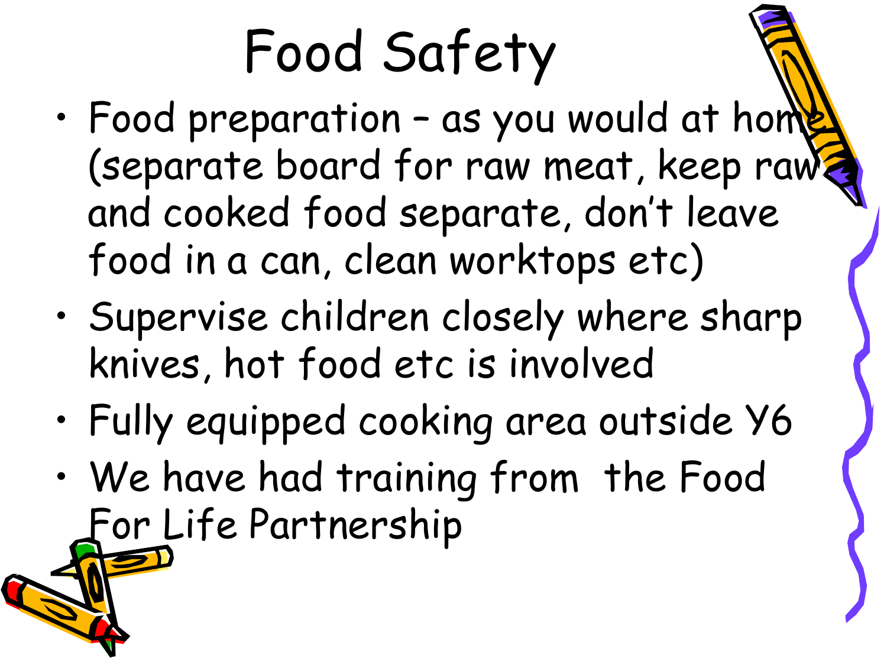# Food Safety

- Food preparation – as you would at home (separate board for raw meat, keep raw and cooked food separate, don't leave food in a can, clean worktops etc)
- Supervise children closely where sharp knives, hot food etc is involved
- Fully equipped cooking area outside Y6
- We have had training from the Food For Life Partnership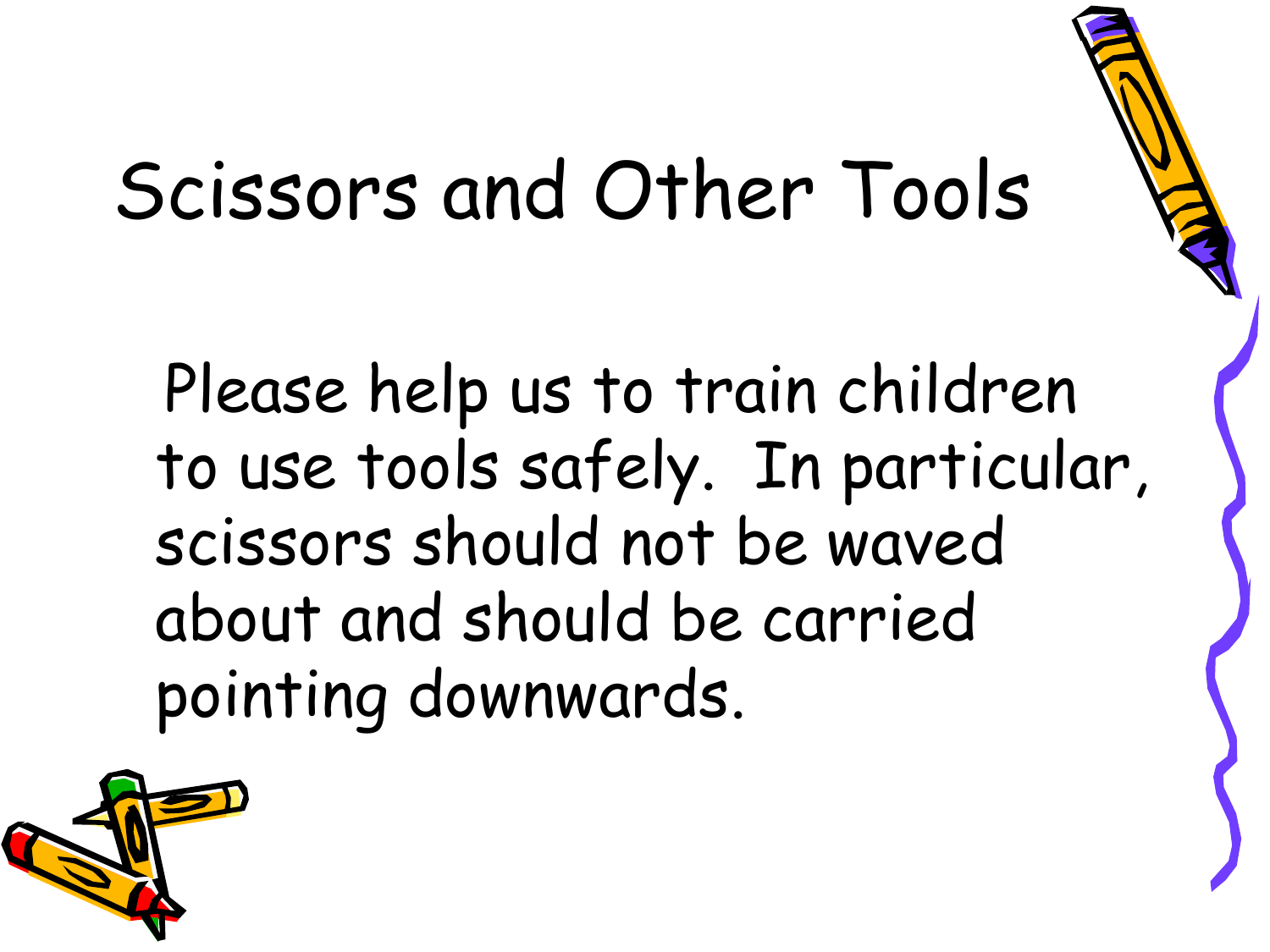# Scissors and Other Tools

Please help us to train children to use tools safely. In particular, scissors should not be waved about and should be carried pointing downwards.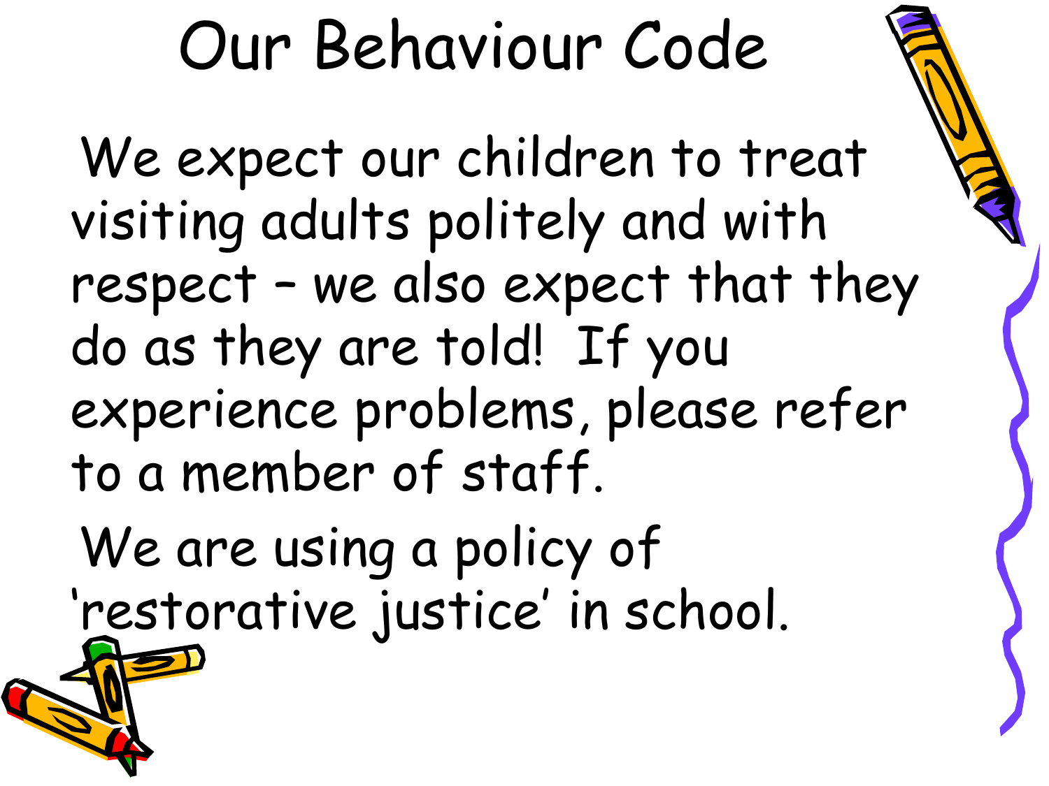# Our Behaviour Code

We expect our children to treat visiting adults politely and with respect – we also expect that they do as they are told! If you experience problems, please refer to a member of staff.

We are using a policy of 'restorative justice' in school.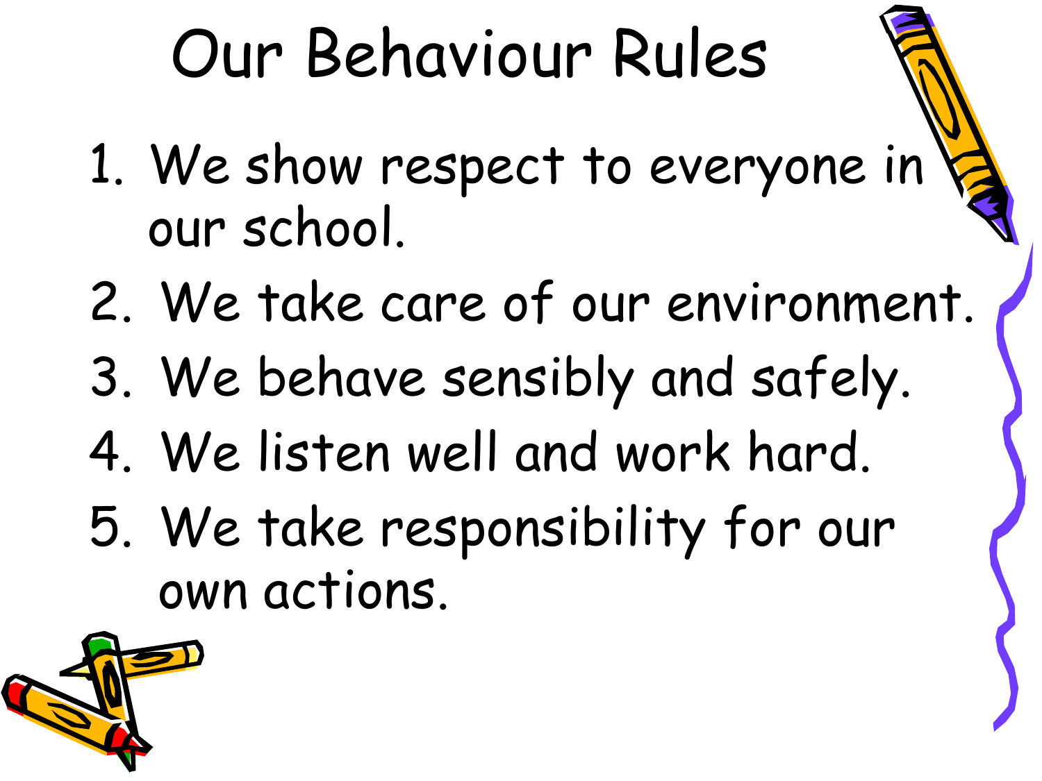# Our Behaviour Rules

1. We show respect to everyone in our school.
2. We take care of our environment.
3. We behave sensibly and safely.
4. We listen well and work hard.
5. We take responsibility for our own actions.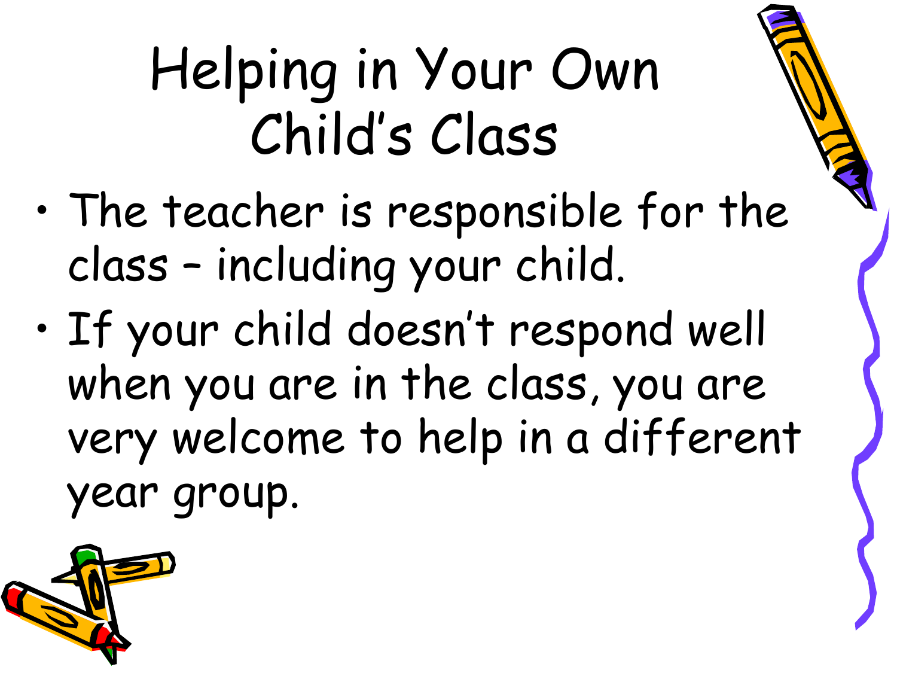# Helping in Your Own Child's Class

- The teacher is responsible for the class – including your child.
- If your child doesn't respond well when you are in the class, you are very welcome to help in a different year group.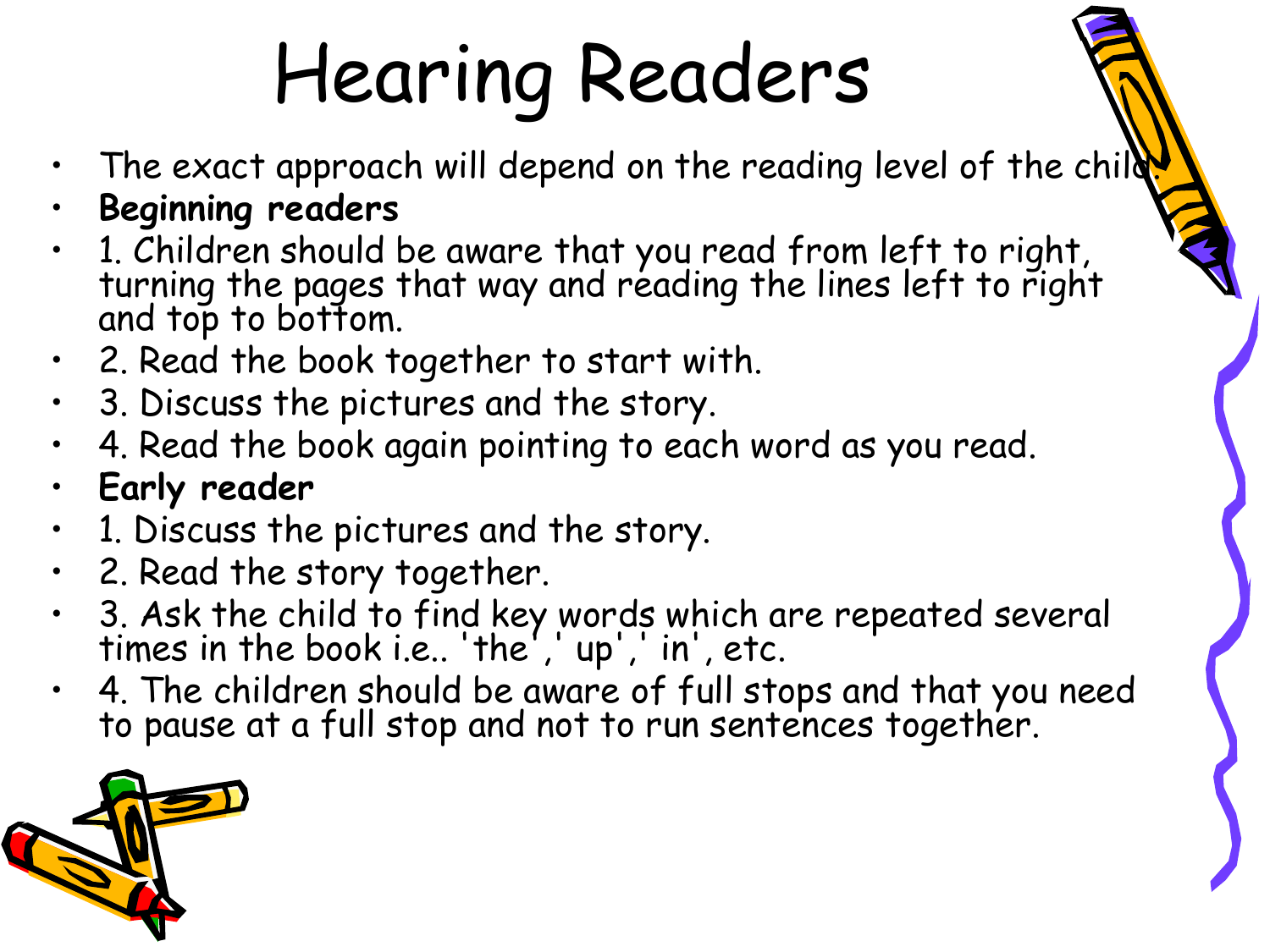# Hearing Readers

- The exact approach will depend on the reading level of the child.
- **Beginning readers**
- 1. Children should be aware that you read from left to right, turning the pages that way and reading the lines left to right and top to bottom.
- 2. Read the book together to start with.
- 3. Discuss the pictures and the story.
- 4. Read the book again pointing to each word as you read.
- **Early reader**
- 1. Discuss the pictures and the story.
- 2. Read the story together.
- 3. Ask the child to find key words which are repeated several times in the book i.e.. 'the',' up',' in', etc.
- 4. The children should be aware of full stops and that you need to pause at a full stop and not to run sentences together.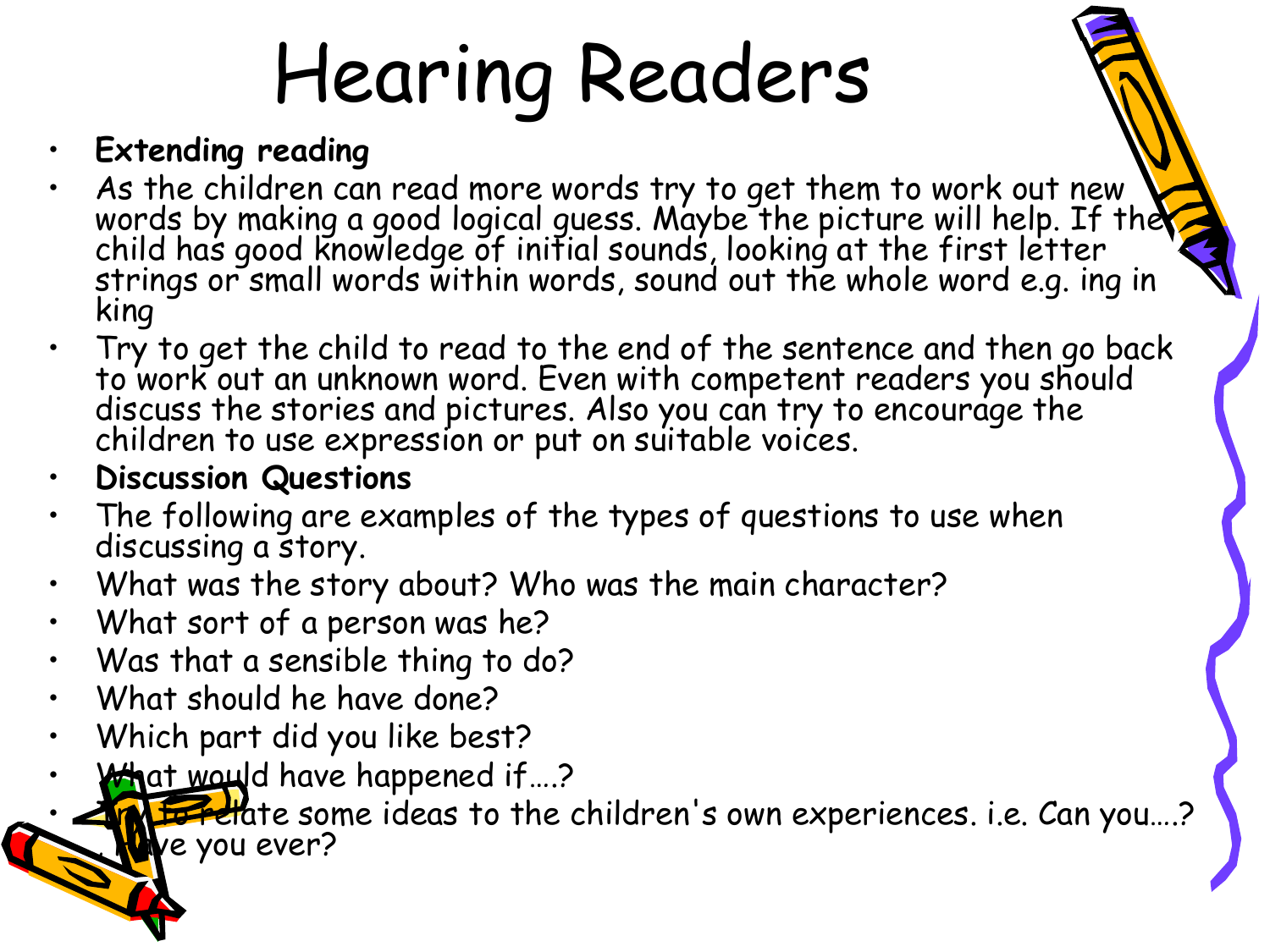# Hearing Readers

- **Extending reading**
- As the children can read more words try to get them to work out new words by making a good logical guess. Maybe the picture will help. If the child has good knowledge of initial sounds, looking at the first letter strings or small words within words, sound out the whole word e.g. ing in king
- Try to get the child to read to the end of the sentence and then go back to work out an unknown word. Even with competent readers you should discuss the stories and pictures. Also you can try to encourage the children to use expression or put on suitable voices.
- **Discussion Questions**
- The following are examples of the types of questions to use when discussing a story.
- What was the story about? Who was the main character?
- What sort of a person was he?
- Was that a sensible thing to do?
- What should he have done?
- Which part did you like best?
- What would have happened if….?
- Try to relate some ideas to the children's own experiences. i.e. Can you….? , Have you ever?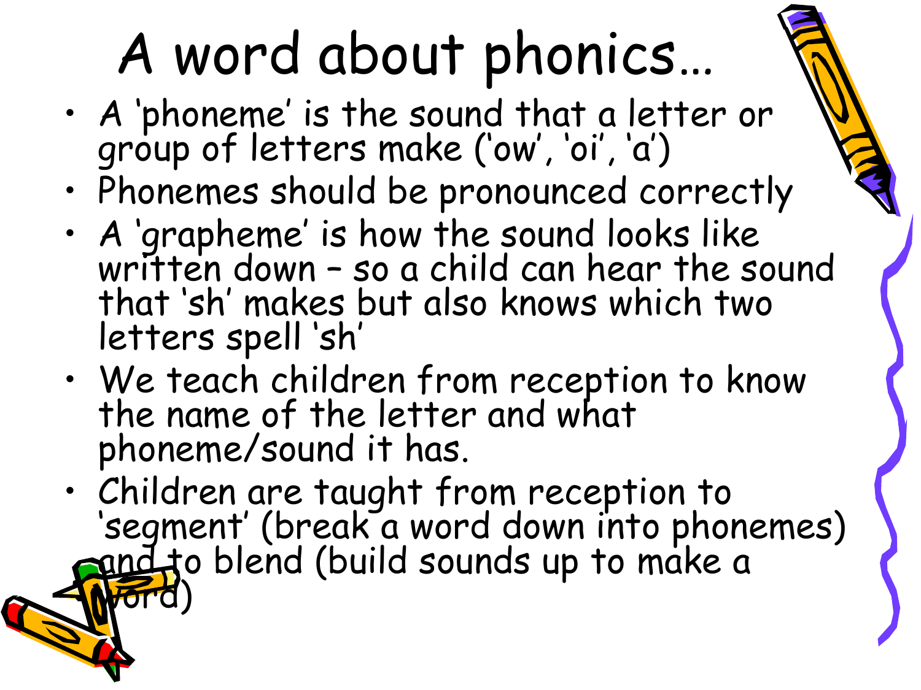# A word about phonics…

- A 'phoneme' is the sound that a letter or group of letters make ('ow', 'oi', 'a')
- Phonemes should be pronounced correctly
- A 'grapheme' is how the sound looks like written down – so a child can hear the sound that 'sh' makes but also knows which two letters spell 'sh'
- We teach children from reception to know the name of the letter and what phoneme/sound it has.
- Children are taught from reception to 'segment' (break a word down into phonemes) and to blend (build sounds up to make a word)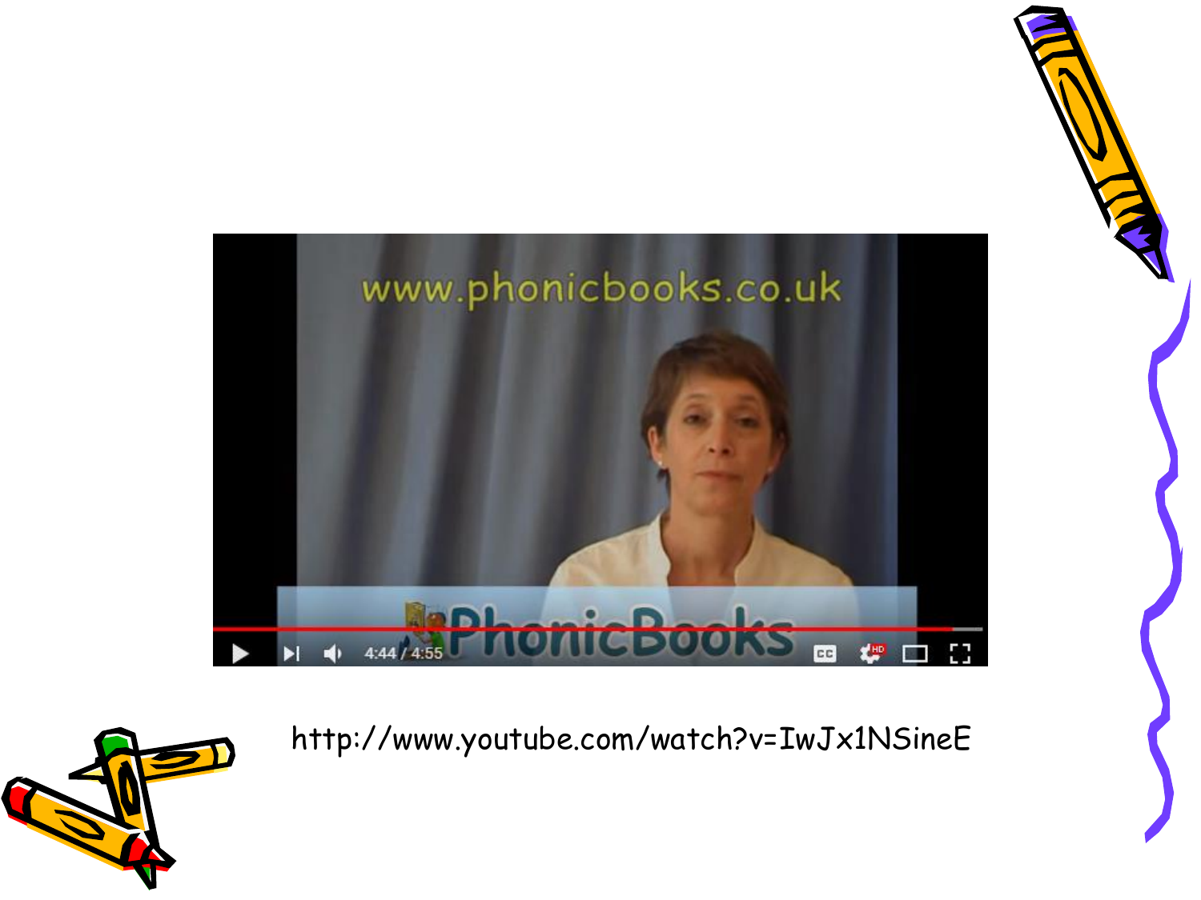http://www.youtube.com/watch?v=IwJx1NSineE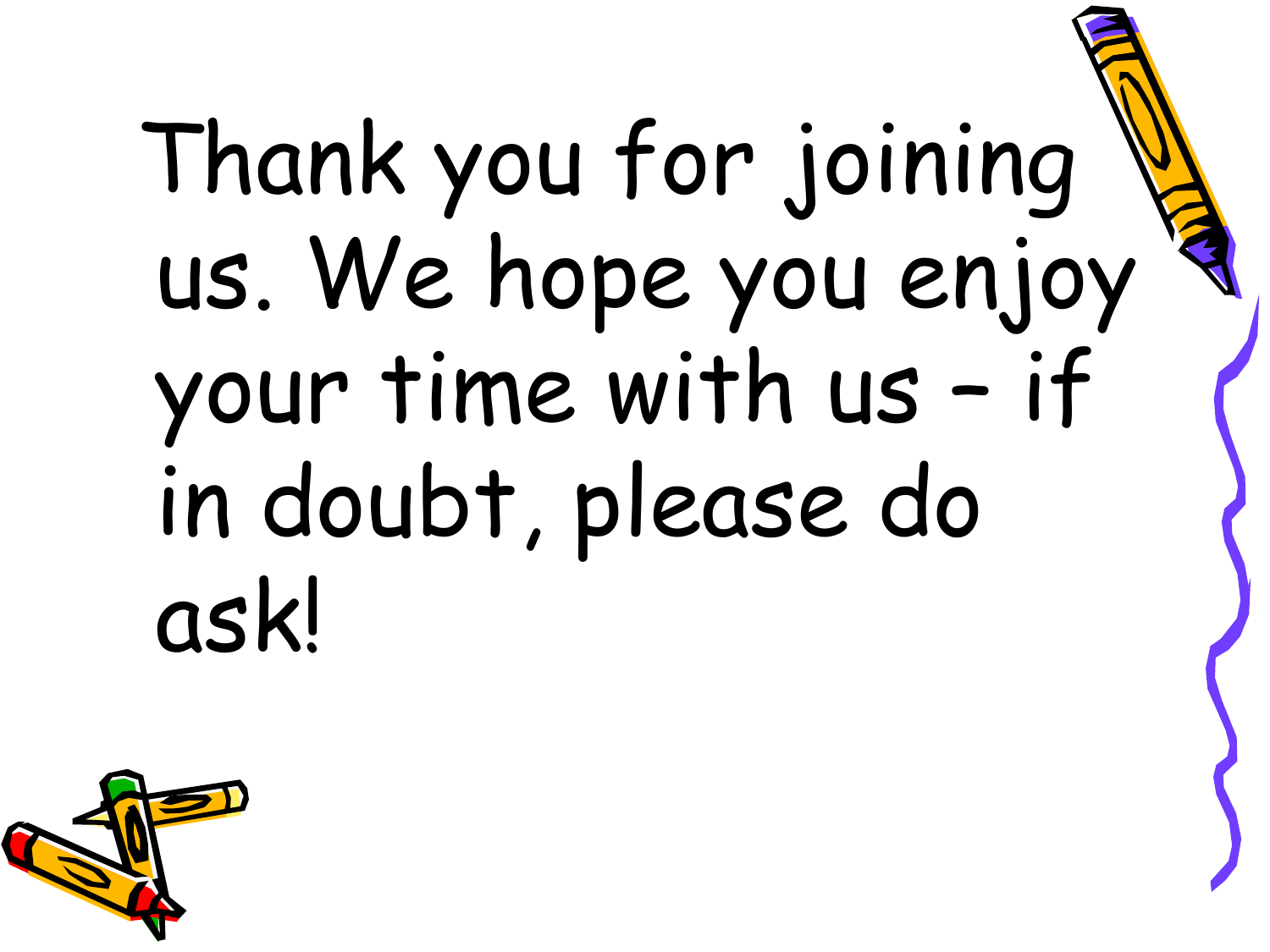Thank you for joining us. We hope you enjoy your time with us – if in doubt, please do ask!